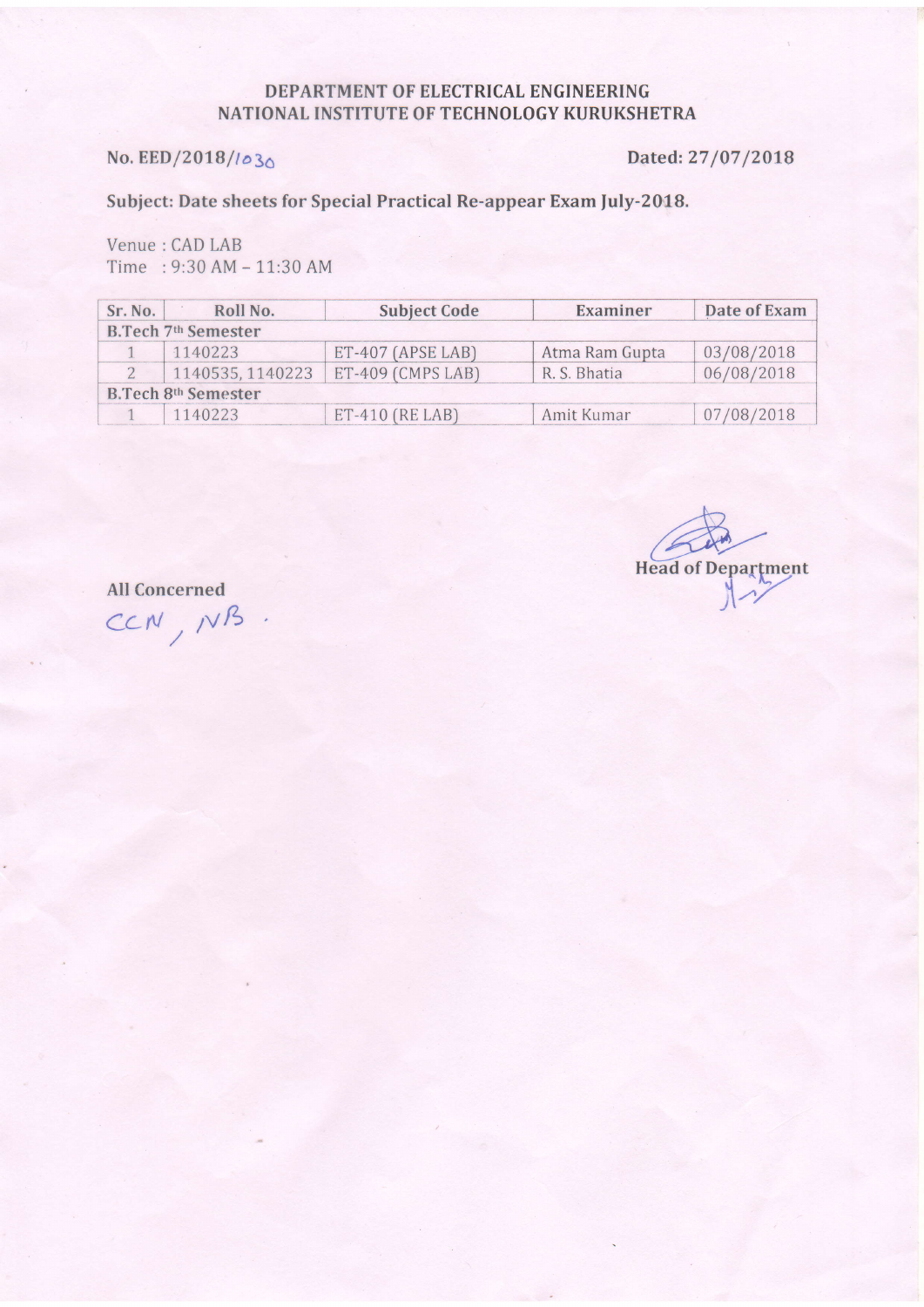# DEPARTMENT OF ELECTRICAL ENGINEERING
# NATIONAL INSTITUTE OF TECHNOLOGY KURUKSHETRA

**No. EED/2018/**1030 **Dated: 27/07/2018**

**Subject: Date sheets for Special Practical Re-appear Exam July-2018.**

Venue : CAD LAB
Time : 9:30 AM – 11:30 AM

| Sr. No. | Roll No. | Subject Code | Examiner | Date of Exam |
|---|---|---|---|---|
| **B.Tech 7th Semester** | | | | |
| 1 | 1140223 | ET-407 (APSE LAB) | Atma Ram Gupta | 03/08/2018 |
| 2 | 1140535, 1140223 | ET-409 (CMPS LAB) | R. S. Bhatia | 06/08/2018 |
| **B.Tech 8th Semester** | | | | |
| 1 | 1140223 | ET-410 (RE LAB) | Amit Kumar | 07/08/2018 |

**Head of Department**

**All Concerned**

CCN, NB.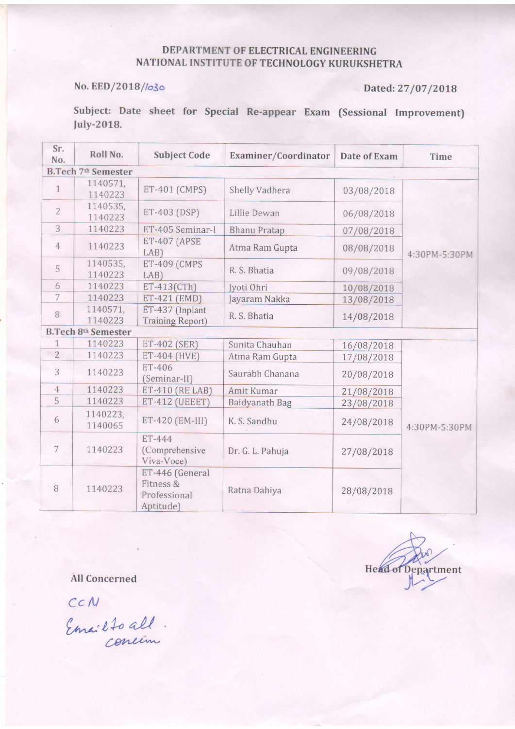# DEPARTMENT OF ELECTRICAL ENGINEERING
# NATIONAL INSTITUTE OF TECHNOLOGY KURUKSHETRA

No. EED/2018/1030 **Dated: 27/07/2018**

**Subject: Date sheet for Special Re-appear Exam (Sessional Improvement) July-2018.**

| Sr. No. | Roll No. | Subject Code | Examiner/Coordinator | Date of Exam | Time |
|---|---|---|---|---|---|
| **B.Tech 7th Semester** | | | | | |
| 1 | 1140571, 1140223 | ET-401 (CMPS) | Shelly Vadhera | 03/08/2018 | 4:30PM-5:30PM |
| 2 | 1140535, 1140223 | ET-403 (DSP) | Lillie Dewan | 06/08/2018 | |
| 3 | 1140223 | ET-405 Seminar-I | Bhanu Pratap | 07/08/2018 | |
| 4 | 1140223 | ET-407 (APSE LAB) | Atma Ram Gupta | 08/08/2018 | |
| 5 | 1140535, 1140223 | ET-409 (CMPS LAB) | R. S. Bhatia | 09/08/2018 | |
| 6 | 1140223 | ET-413(CTh) | Jyoti Ohri | 10/08/2018 | |
| 7 | 1140223 | ET-421 (EMD) | Jayaram Nakka | 13/08/2018 | |
| 8 | 1140571, 1140223 | ET-437 (Inplant Training Report) | R. S. Bhatia | 14/08/2018 | |
| **B.Tech 8th Semester** | | | | | |
| 1 | 1140223 | ET-402 (SER) | Sunita Chauhan | 16/08/2018 | 4:30PM-5:30PM |
| 2 | 1140223 | ET-404 (HVE) | Atma Ram Gupta | 17/08/2018 | |
| 3 | 1140223 | ET-406 (Seminar-II) | Saurabh Chanana | 20/08/2018 | |
| 4 | 1140223 | ET-410 (RE LAB) | Amit Kumar | 21/08/2018 | |
| 5 | 1140223 | ET-412 (UEEET) | Baidyanath Bag | 23/08/2018 | |
| 6 | 1140223, 1140065 | ET-420 (EM-III) | K. S. Sandhu | 24/08/2018 | |
| 7 | 1140223 | ET-444 (Comprehensive Viva-Voce) | Dr. G. L. Pahuja | 27/08/2018 | |
| 8 | 1140223 | ET-446 (General Fitness & Professional Aptitude) | Ratna Dahiya | 28/08/2018 | |

**Head of Department**

**All Concerned**

CCN
Email to all concern.